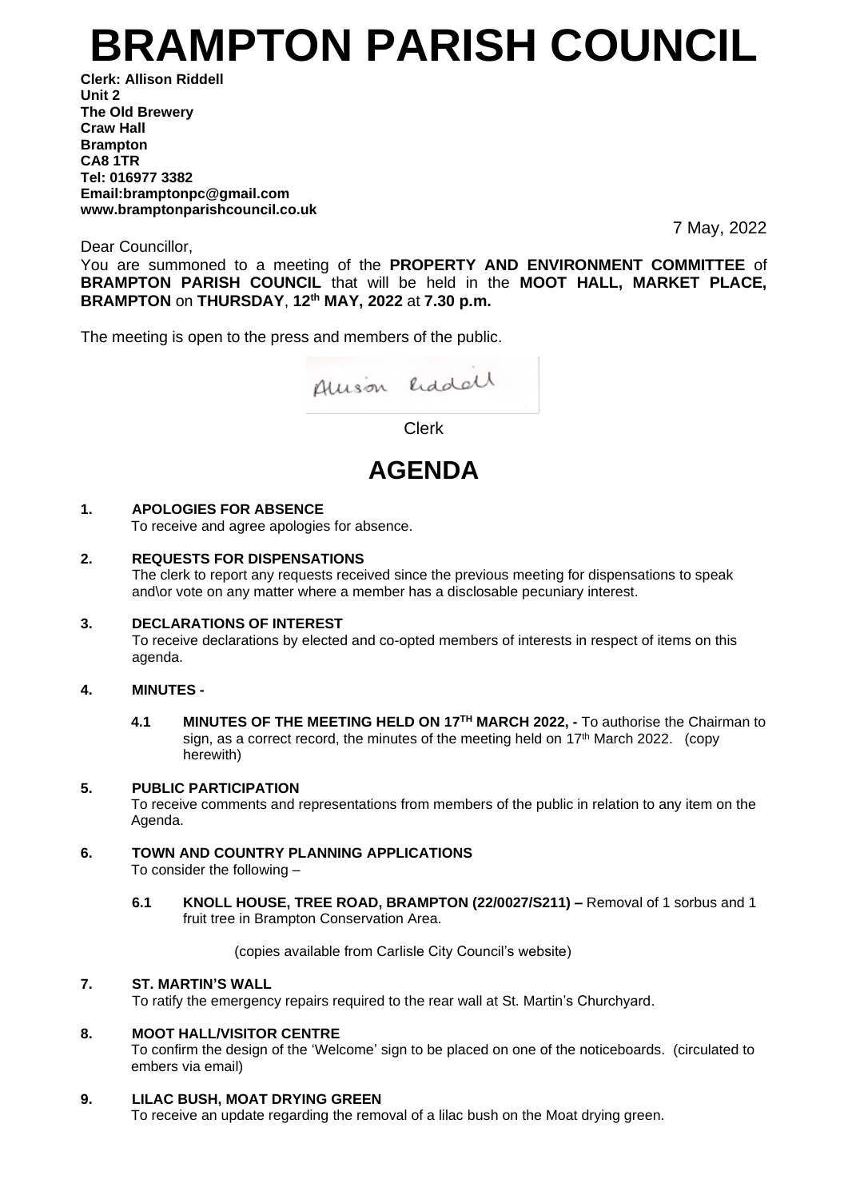# BRAMPTON PARISH COUNCIL

**Clerk: Allison Riddell**
**Unit 2**
**The Old Brewery**
**Craw Hall**
**Brampton**
**CA8 1TR**
**Tel: 016977 3382**
**Email:bramptonpc@gmail.com**
**www.bramptonparishcouncil.co.uk**

7 May, 2022

Dear Councillor,

You are summoned to a meeting of the **PROPERTY AND ENVIRONMENT COMMITTEE** of **BRAMPTON PARISH COUNCIL** that will be held in the **MOOT HALL, MARKET PLACE, BRAMPTON** on **THURSDAY**, **12th MAY, 2022** at **7.30 p.m.**

The meeting is open to the press and members of the public.

Allison Riddell

Clerk

## AGENDA

**1. APOLOGIES FOR ABSENCE**
To receive and agree apologies for absence.

**2. REQUESTS FOR DISPENSATIONS**
The clerk to report any requests received since the previous meeting for dispensations to speak and\or vote on any matter where a member has a disclosable pecuniary interest.

**3. DECLARATIONS OF INTEREST**
To receive declarations by elected and co-opted members of interests in respect of items on this agenda.

**4. MINUTES -**

**4.1 MINUTES OF THE MEETING HELD ON 17TH MARCH 2022, -** To authorise the Chairman to sign, as a correct record, the minutes of the meeting held on 17th March 2022. (copy herewith)

**5. PUBLIC PARTICIPATION**
To receive comments and representations from members of the public in relation to any item on the Agenda.

**6. TOWN AND COUNTRY PLANNING APPLICATIONS**
To consider the following –

**6.1 KNOLL HOUSE, TREE ROAD, BRAMPTON (22/0027/S211) –** Removal of 1 sorbus and 1 fruit tree in Brampton Conservation Area.

(copies available from Carlisle City Council's website)

**7. ST. MARTIN'S WALL**
To ratify the emergency repairs required to the rear wall at St. Martin's Churchyard.

**8. MOOT HALL/VISITOR CENTRE**
To confirm the design of the 'Welcome' sign to be placed on one of the noticeboards. (circulated to embers via email)

**9. LILAC BUSH, MOAT DRYING GREEN**
To receive an update regarding the removal of a lilac bush on the Moat drying green.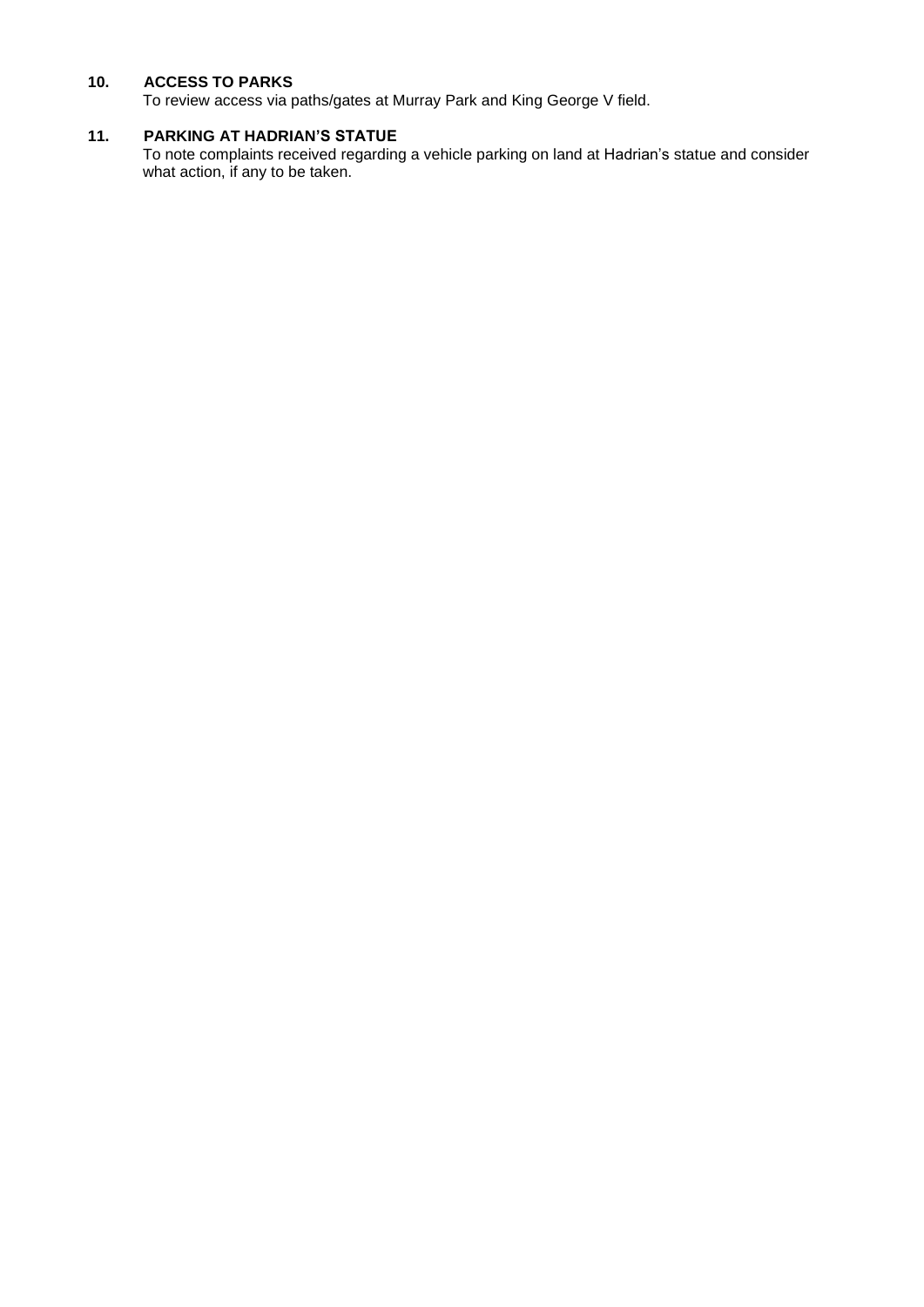**10. ACCESS TO PARKS**

To review access via paths/gates at Murray Park and King George V field.

**11. PARKING AT HADRIAN'S STATUE**

To note complaints received regarding a vehicle parking on land at Hadrian's statue and consider what action, if any to be taken.